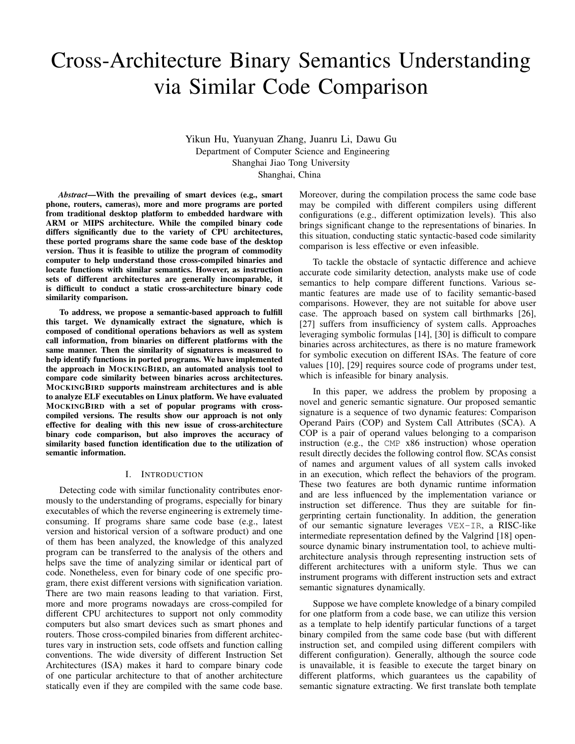# Cross-Architecture Binary Semantics Understanding via Similar Code Comparison

Yikun Hu, Yuanyuan Zhang, Juanru Li, Dawu Gu
Department of Computer Science and Engineering
Shanghai Jiao Tong University
Shanghai, China

***Abstract*—With the prevailing of smart devices (e.g., smart phone, routers, cameras), more and more programs are ported from traditional desktop platform to embedded hardware with ARM or MIPS architecture. While the compiled binary code differs significantly due to the variety of CPU architectures, these ported programs share the same code base of the desktop version. Thus it is feasible to utilize the program of commodity computer to help understand those cross-compiled binaries and locate functions with similar semantics. However, as instruction sets of different architectures are generally incomparable, it is difficult to conduct a static cross-architecture binary code similarity comparison.**

**To address, we propose a semantic-based approach to fulfill this target. We dynamically extract the signature, which is composed of conditional operations behaviors as well as system call information, from binaries on different platforms with the same manner. Then the similarity of signatures is measured to help identify functions in ported programs. We have implemented the approach in MOCKINGBIRD, an automated analysis tool to compare code similarity between binaries across architectures. MOCKINGBIRD supports mainstream architectures and is able to analyze ELF executables on Linux platform. We have evaluated MOCKINGBIRD with a set of popular programs with cross-compiled versions. The results show our approach is not only effective for dealing with this new issue of cross-architecture binary code comparison, but also improves the accuracy of similarity based function identification due to the utilization of semantic information.**

## I. INTRODUCTION

Detecting code with similar functionality contributes enormously to the understanding of programs, especially for binary executables of which the reverse engineering is extremely time-consuming. If programs share same code base (e.g., latest version and historical version of a software product) and one of them has been analyzed, the knowledge of this analyzed program can be transferred to the analysis of the others and helps save the time of analyzing similar or identical part of code. Nonetheless, even for binary code of one specific program, there exist different versions with signification variation. There are two main reasons leading to that variation. First, more and more programs nowadays are cross-compiled for different CPU architectures to support not only commodity computers but also smart devices such as smart phones and routers. Those cross-compiled binaries from different architectures vary in instruction sets, code offsets and function calling conventions. The wide diversity of different Instruction Set Architectures (ISA) makes it hard to compare binary code of one particular architecture to that of another architecture statically even if they are compiled with the same code base. Moreover, during the compilation process the same code base may be compiled with different compilers using different configurations (e.g., different optimization levels). This also brings significant change to the representations of binaries. In this situation, conducting static syntactic-based code similarity comparison is less effective or even infeasible.

To tackle the obstacle of syntactic difference and achieve accurate code similarity detection, analysts make use of code semantics to help compare different functions. Various semantic features are made use of to facility semantic-based comparisons. However, they are not suitable for above user case. The approach based on system call birthmarks [26], [27] suffers from insufficiency of system calls. Approaches leveraging symbolic formulas [14], [30] is difficult to compare binaries across architectures, as there is no mature framework for symbolic execution on different ISAs. The feature of core values [10], [29] requires source code of programs under test, which is infeasible for binary analysis.

In this paper, we address the problem by proposing a novel and generic semantic signature. Our proposed semantic signature is a sequence of two dynamic features: Comparison Operand Pairs (COP) and System Call Attributes (SCA). A COP is a pair of operand values belonging to a comparison instruction (e.g., the `CMP` x86 instruction) whose operation result directly decides the following control flow. SCAs consist of names and argument values of all system calls invoked in an execution, which reflect the behaviors of the program. These two features are both dynamic runtime information and are less influenced by the implementation variance or instruction set difference. Thus they are suitable for fingerprinting certain functionality. In addition, the generation of our semantic signature leverages `VEX-IR`, a RISC-like intermediate representation defined by the Valgrind [18] open-source dynamic binary instrumentation tool, to achieve multi-architecture analysis through representing instruction sets of different architectures with a uniform style. Thus we can instrument programs with different instruction sets and extract semantic signatures dynamically.

Suppose we have complete knowledge of a binary compiled for one platform from a code base, we can utilize this version as a template to help identify particular functions of a target binary compiled from the same code base (but with different instruction set, and compiled using different compilers with different configuration). Generally, although the source code is unavailable, it is feasible to execute the target binary on different platforms, which guarantees us the capability of semantic signature extracting. We first translate both template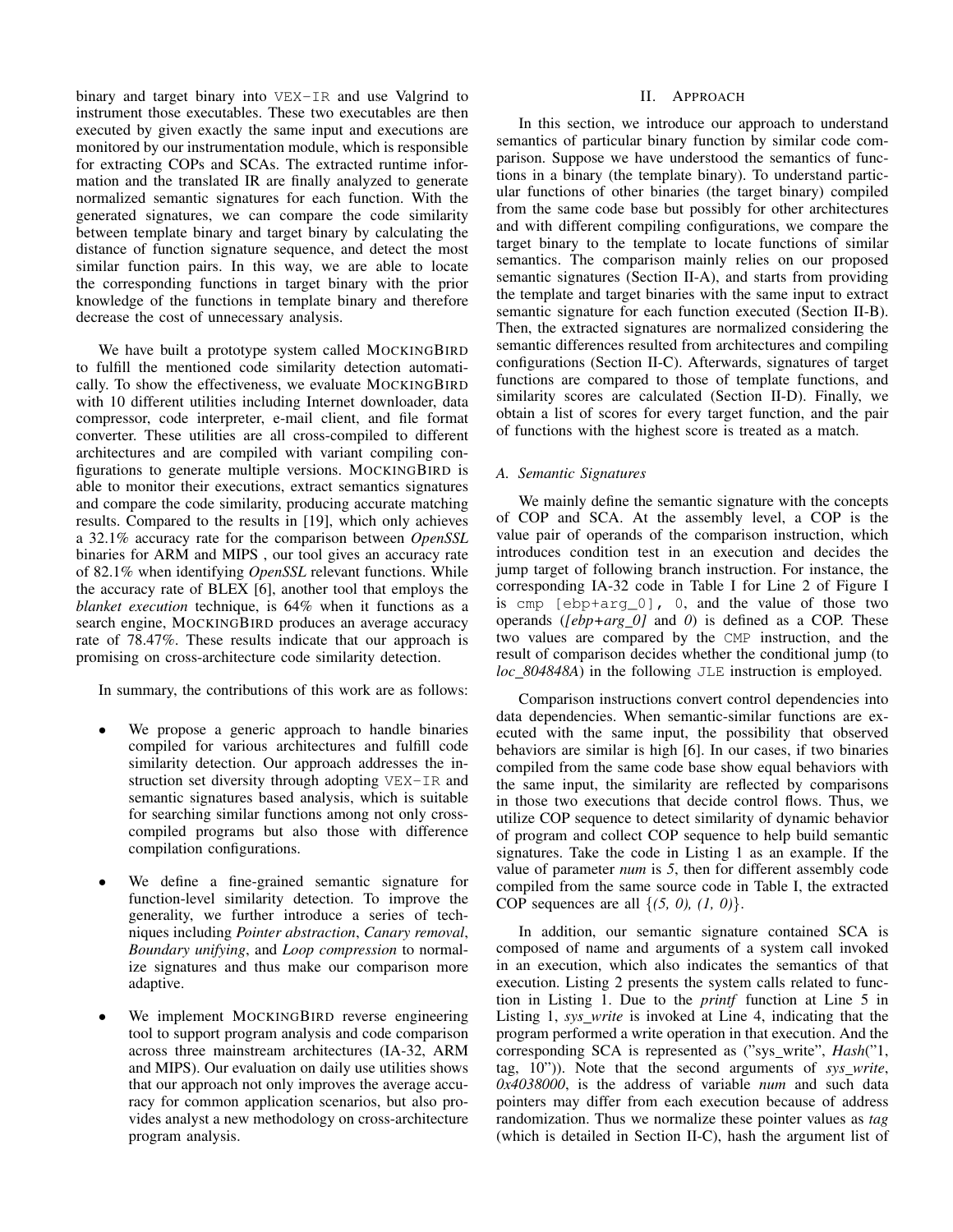binary and target binary into VEX-IR and use Valgrind to instrument those executables. These two executables are then executed by given exactly the same input and executions are monitored by our instrumentation module, which is responsible for extracting COPs and SCAs. The extracted runtime information and the translated IR are finally analyzed to generate normalized semantic signatures for each function. With the generated signatures, we can compare the code similarity between template binary and target binary by calculating the distance of function signature sequence, and detect the most similar function pairs. In this way, we are able to locate the corresponding functions in target binary with the prior knowledge of the functions in template binary and therefore decrease the cost of unnecessary analysis.

We have built a prototype system called MockingBird to fulfill the mentioned code similarity detection automatically. To show the effectiveness, we evaluate MockingBird with 10 different utilities including Internet downloader, data compressor, code interpreter, e-mail client, and file format converter. These utilities are all cross-compiled to different architectures and are compiled with variant compiling configurations to generate multiple versions. MockingBird is able to monitor their executions, extract semantics signatures and compare the code similarity, producing accurate matching results. Compared to the results in [19], which only achieves a 32.1% accuracy rate for the comparison between *OpenSSL* binaries for ARM and MIPS , our tool gives an accuracy rate of 82.1% when identifying *OpenSSL* relevant functions. While the accuracy rate of BLEX [6], another tool that employs the *blanket execution* technique, is 64% when it functions as a search engine, MockingBird produces an average accuracy rate of 78.47%. These results indicate that our approach is promising on cross-architecture code similarity detection.

In summary, the contributions of this work are as follows:

- We propose a generic approach to handle binaries compiled for various architectures and fulfill code similarity detection. Our approach addresses the instruction set diversity through adopting VEX-IR and semantic signatures based analysis, which is suitable for searching similar functions among not only cross-compiled programs but also those with difference compilation configurations.
- We define a fine-grained semantic signature for function-level similarity detection. To improve the generality, we further introduce a series of techniques including *Pointer abstraction*, *Canary removal*, *Boundary unifying*, and *Loop compression* to normalize signatures and thus make our comparison more adaptive.
- We implement MockingBird reverse engineering tool to support program analysis and code comparison across three mainstream architectures (IA-32, ARM and MIPS). Our evaluation on daily use utilities shows that our approach not only improves the average accuracy for common application scenarios, but also provides analyst a new methodology on cross-architecture program analysis.

## II. Approach

In this section, we introduce our approach to understand semantics of particular binary function by similar code comparison. Suppose we have understood the semantics of functions in a binary (the template binary). To understand particular functions of other binaries (the target binary) compiled from the same code base but possibly for other architectures and with different compiling configurations, we compare the target binary to the template to locate functions of similar semantics. The comparison mainly relies on our proposed semantic signatures (Section II-A), and starts from providing the template and target binaries with the same input to extract semantic signature for each function executed (Section II-B). Then, the extracted signatures are normalized considering the semantic differences resulted from architectures and compiling configurations (Section II-C). Afterwards, signatures of target functions are compared to those of template functions, and similarity scores are calculated (Section II-D). Finally, we obtain a list of scores for every target function, and the pair of functions with the highest score is treated as a match.

### A. Semantic Signatures

We mainly define the semantic signature with the concepts of COP and SCA. At the assembly level, a COP is the value pair of operands of the comparison instruction, which introduces condition test in an execution and decides the jump target of following branch instruction. For instance, the corresponding IA-32 code in Table I for Line 2 of Figure I is `cmp [ebp+arg_0], 0`, and the value of those two operands (*[ebp+arg_0]* and *0*) is defined as a COP. These two values are compared by the CMP instruction, and the result of comparison decides whether the conditional jump (to *loc_804848A*) in the following JLE instruction is employed.

Comparison instructions convert control dependencies into data dependencies. When semantic-similar functions are executed with the same input, the possibility that observed behaviors are similar is high [6]. In our cases, if two binaries compiled from the same code base show equal behaviors with the same input, the similarity are reflected by comparisons in those two executions that decide control flows. Thus, we utilize COP sequence to detect similarity of dynamic behavior of program and collect COP sequence to help build semantic signatures. Take the code in Listing 1 as an example. If the value of parameter *num* is *5*, then for different assembly code compiled from the same source code in Table I, the extracted COP sequences are all {*(5, 0), (1, 0)*}.

In addition, our semantic signature contained SCA is composed of name and arguments of a system call invoked in an execution, which also indicates the semantics of that execution. Listing 2 presents the system calls related to function in Listing 1. Due to the *printf* function at Line 5 in Listing 1, *sys_write* is invoked at Line 4, indicating that the program performed a write operation in that execution. And the corresponding SCA is represented as ("sys_write", *Hash*("1, tag, 10")). Note that the second arguments of *sys_write*, *0x4038000*, is the address of variable *num* and such data pointers may differ from each execution because of address randomization. Thus we normalize these pointer values as *tag* (which is detailed in Section II-C), hash the argument list of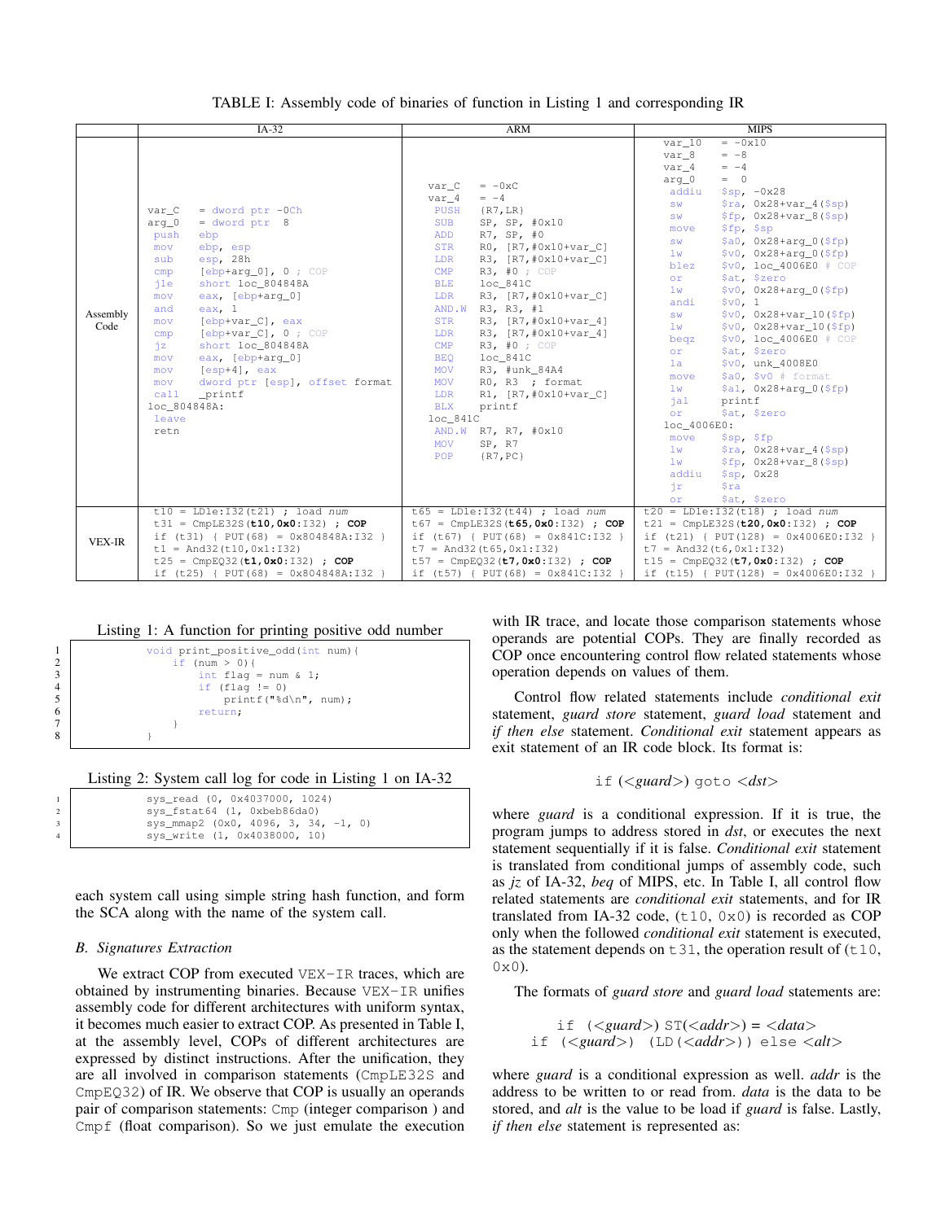TABLE I: Assembly code of binaries of function in Listing 1 and corresponding IR

| | IA-32 | ARM | MIPS |
|---|---|---|---|
| Assembly Code | `var_C = dword ptr -0Ch`<br>`arg_0 = dword ptr 8`<br>`push ebp`<br>`mov ebp, esp`<br>`sub esp, 28h`<br>`cmp [ebp+arg_0], 0 ; COP`<br>`jle short loc_804848A`<br>`mov eax, [ebp+arg_0]`<br>`and eax, 1`<br>`mov [ebp+var_C], eax`<br>`cmp [ebp+var_C], 0 ; COP`<br>`jz short loc_804848A`<br>`mov eax, [ebp+arg_0]`<br>`mov [esp+4], eax`<br>`mov dword ptr [esp], offset format`<br>`call _printf`<br>`loc_804848A:`<br>`leave`<br>`retn` | `var_C = -0xC`<br>`var_4 = -4`<br>`PUSH {R7,LR}`<br>`SUB SP, SP, #0x10`<br>`ADD R7, SP, #0`<br>`STR R0, [R7,#0x10+var_C]`<br>`LDR R3, [R7,#0x10+var_C]`<br>`CMP R3, #0 ; COP`<br>`BLE loc_841C`<br>`LDR R3, [R7,#0x10+var_C]`<br>`AND.W R3, R3, #1`<br>`STR R3, [R7,#0x10+var_4]`<br>`LDR R3, [R7,#0x10+var_4]`<br>`CMP R3, #0 ; COP`<br>`BEQ loc_841C`<br>`MOV R3, #unk_84A4`<br>`MOV R0, R3 ; format`<br>`LDR R1, [R7,#0x10+var_C]`<br>`BLX printf`<br>`loc_841C`<br>`AND.W R7, R7, #0x10`<br>`MOV SP, R7`<br>`POP {R7,PC}` | `var_10 = -0x10`<br>`var_8 = -8`<br>`var_4 = -4`<br>`arg_0 = 0`<br>`addiu $sp, -0x28`<br>`sw $ra, 0x28+var_4($sp)`<br>`sw $fp, 0x28+var_8($sp)`<br>`move $fp, $sp`<br>`sw $a0, 0x28+arg_0($fp)`<br>`lw $v0, 0x28+arg_0($fp)`<br>`blez $v0, loc_4006E0 # COP`<br>`or $at, $zero`<br>`lw $v0, 0x28+arg_0($fp)`<br>`andi $v0, 1`<br>`sw $v0, 0x28+var_10($fp)`<br>`lw $v0, 0x28+var_10($fp)`<br>`beqz $v0, loc_4006E0 # COP`<br>`or $at, $zero`<br>`la $v0, unk_4008E0`<br>`move $a0, $v0 # format`<br>`lw $a1, 0x28+arg_0($fp)`<br>`jal printf`<br>`or $at, $zero`<br>`loc_4006E0:`<br>`move $sp, $fp`<br>`lw $ra, 0x28+var_4($sp)`<br>`lw $fp, 0x28+var_8($sp)`<br>`addiu $sp, 0x28`<br>`jr $ra`<br>`or $at, $zero` |
| VEX-IR | `t10 = LDle:I32(t21) ; load num`<br>`t31 = CmpLE32S(`**`t10,0x0`**`:I32) ; COP`<br>`if (t31) { PUT(68) = 0x804848A:I32 }`<br>`t1 = And32(t10,0x1:I32)`<br>`t25 = CmpEQ32(`**`t1,0x0`**`:I32) ; COP`<br>`if (t25) { PUT(68) = 0x804848A:I32 }` | `t65 = LDle:I32(t44) ; load num`<br>`t67 = CmpLE32S(`**`t65,0x0`**`:I32) ; COP`<br>`if (t67) { PUT(68) = 0x841C:I32 }`<br>`t7 = And32(t65,0x1:I32)`<br>`t57 = CmpEQ32(`**`t7,0x0`**`:I32) ; COP`<br>`if (t57) { PUT(68) = 0x841C:I32 }` | `t20 = LDle:I32(t18) ; load num`<br>`t21 = CmpLE32S(`**`t20,0x0`**`:I32) ; COP`<br>`if (t21) { PUT(128) = 0x4006E0:I32 }`<br>`t7 = And32(t6,0x1:I32)`<br>`t15 = CmpEQ32(`**`t7,0x0`**`:I32) ; COP`<br>`if (t15) { PUT(128) = 0x4006E0:I32 }` |

Listing 1: A function for printing positive odd number

```
void print_positive_odd(int num){
    if (num > 0){
        int flag = num & 1;
        if (flag != 0)
            printf("%d\n", num);
        return;
    }
}
```

Listing 2: System call log for code in Listing 1 on IA-32

```
sys_read (0, 0x4037000, 1024)
sys_fstat64 (1, 0xbeb86da0)
sys_mmap2 (0x0, 4096, 3, 34, -1, 0)
sys_write (1, 0x4038000, 10)
```

each system call using simple string hash function, and form the SCA along with the name of the system call.

### B. Signatures Extraction

We extract COP from executed VEX-IR traces, which are obtained by instrumenting binaries. Because VEX-IR unifies assembly code for different architectures with uniform syntax, it becomes much easier to extract COP. As presented in Table I, at the assembly level, COPs of different architectures are expressed by distinct instructions. After the unification, they are all involved in comparison statements (CmpLE32S and CmpEQ32) of IR. We observe that COP is usually an operands pair of comparison statements: Cmp (integer comparison ) and Cmpf (float comparison). So we just emulate the execution with IR trace, and locate those comparison statements whose operands are potential COPs. They are finally recorded as COP once encountering control flow related statements whose operation depends on values of them.

Control flow related statements include *conditional exit* statement, *guard store* statement, *guard load* statement and *if then else* statement. *Conditional exit* statement appears as exit statement of an IR code block. Its format is:

if (<*guard*>) goto <*dst*>

where *guard* is a conditional expression. If it is true, the program jumps to address stored in *dst*, or executes the next statement sequentially if it is false. *Conditional exit* statement is translated from conditional jumps of assembly code, such as *jz* of IA-32, *beq* of MIPS, etc. In Table I, all control flow related statements are *conditional exit* statements, and for IR translated from IA-32 code, (t10, 0x0) is recorded as COP only when the followed *conditional exit* statement is executed, as the statement depends on t31, the operation result of (t10, 0x0).

The formats of *guard store* and *guard load* statements are:

if (<*guard*>) ST(<*addr*>) = <*data*>
if (<*guard*>) (LD(<*addr*>)) else <*alt*>

where *guard* is a conditional expression as well. *addr* is the address to be written to or read from. *data* is the data to be stored, and *alt* is the value to be load if *guard* is false. Lastly, *if then else* statement is represented as: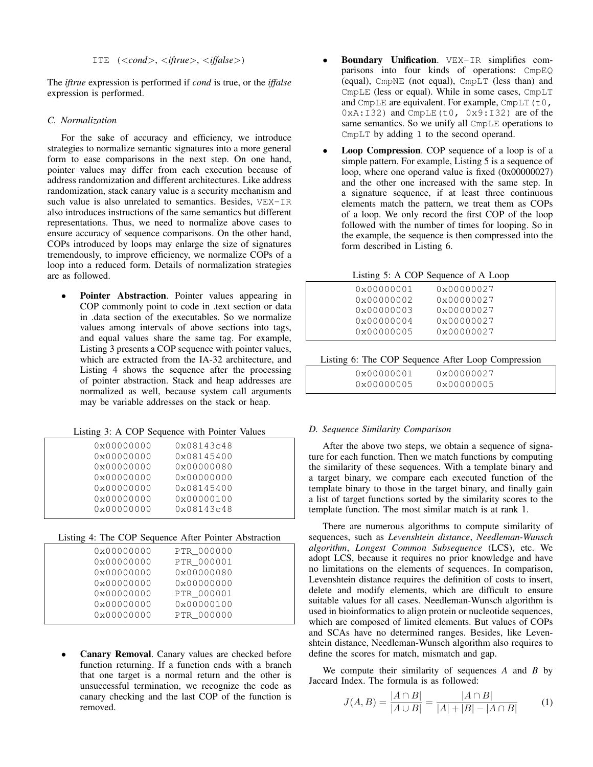```
ITE (<cond>, <iftrue>, <iffalse>)
```

The *iftrue* expression is performed if *cond* is true, or the *iffalse* expression is performed.

### C. Normalization

For the sake of accuracy and efficiency, we introduce strategies to normalize semantic signatures into a more general form to ease comparisons in the next step. On one hand, pointer values may differ from each execution because of address randomization and different architectures. Like address randomization, stack canary value is a security mechanism and such value is also unrelated to semantics. Besides, VEX-IR also introduces instructions of the same semantics but different representations. Thus, we need to normalize above cases to ensure accuracy of sequence comparisons. On the other hand, COPs introduced by loops may enlarge the size of signatures tremendously, to improve efficiency, we normalize COPs of a loop into a reduced form. Details of normalization strategies are as followed.

- **Pointer Abstraction**. Pointer values appearing in COP commonly point to code in .text section or data in .data section of the executables. So we normalize values among intervals of above sections into tags, and equal values share the same tag. For example, Listing 3 presents a COP sequence with pointer values, which are extracted from the IA-32 architecture, and Listing 4 shows the sequence after the processing of pointer abstraction. Stack and heap addresses are normalized as well, because system call arguments may be variable addresses on the stack or heap.

Listing 3: A COP Sequence with Pointer Values

```
0x00000000    0x08143c48
0x00000000    0x08145400
0x00000000    0x00000080
0x00000000    0x00000000
0x00000000    0x08145400
0x00000000    0x00000100
0x00000000    0x08143c48
```

Listing 4: The COP Sequence After Pointer Abstraction

```
0x00000000    PTR_000000
0x00000000    PTR_000001
0x00000000    0x00000080
0x00000000    0x00000000
0x00000000    PTR_000001
0x00000000    0x00000100
0x00000000    PTR_000000
```

- **Canary Removal**. Canary values are checked before function returning. If a function ends with a branch that one target is a normal return and the other is unsuccessful termination, we recognize the code as canary checking and the last COP of the function is removed.

- **Boundary Unification**. VEX-IR simplifies comparisons into four kinds of operations: CmpEQ (equal), CmpNE (not equal), CmpLT (less than) and CmpLE (less or equal). While in some cases, CmpLT and CmpLE are equivalent. For example, CmpLT(t0, 0xA:I32) and CmpLE(t0, 0x9:I32) are of the same semantics. So we unify all CmpLE operations to CmpLT by adding 1 to the second operand.

- **Loop Compression**. COP sequence of a loop is of a simple pattern. For example, Listing 5 is a sequence of loop, where one operand value is fixed (0x00000027) and the other one increased with the same step. In a signature sequence, if at least three continuous elements match the pattern, we treat them as COPs of a loop. We only record the first COP of the loop followed with the number of times for looping. So in the example, the sequence is then compressed into the form described in Listing 6.

Listing 5: A COP Sequence of A Loop

```
0x00000001    0x00000027
0x00000002    0x00000027
0x00000003    0x00000027
0x00000004    0x00000027
0x00000005    0x00000027
```

Listing 6: The COP Sequence After Loop Compression

```
0x00000001    0x00000027
0x00000005    0x00000005
```

### D. Sequence Similarity Comparison

After the above two steps, we obtain a sequence of signature for each function. Then we match functions by computing the similarity of these sequences. With a template binary and a target binary, we compare each executed function of the template binary to those in the target binary, and finally gain a list of target functions sorted by the similarity scores to the template function. The most similar match is at rank 1.

There are numerous algorithms to compute similarity of sequences, such as *Levenshtein distance*, *Needleman-Wunsch algorithm*, *Longest Common Subsequence* (LCS), etc. We adopt LCS, because it requires no prior knowledge and have no limitations on the elements of sequences. In comparison, Levenshtein distance requires the definition of costs to insert, delete and modify elements, which are difficult to ensure suitable values for all cases. Needleman-Wunsch algorithm is used in bioinformatics to align protein or nucleotide sequences, which are composed of limited elements. But values of COPs and SCAs have no determined ranges. Besides, like Levenshtein distance, Needleman-Wunsch algorithm also requires to define the scores for match, mismatch and gap.

We compute their similarity of sequences *A* and *B* by Jaccard Index. The formula is as followed:

$$J(A, B) = \frac{|A \cap B|}{|A \cup B|} = \frac{|A \cap B|}{|A| + |B| - |A \cap B|} \tag{1}$$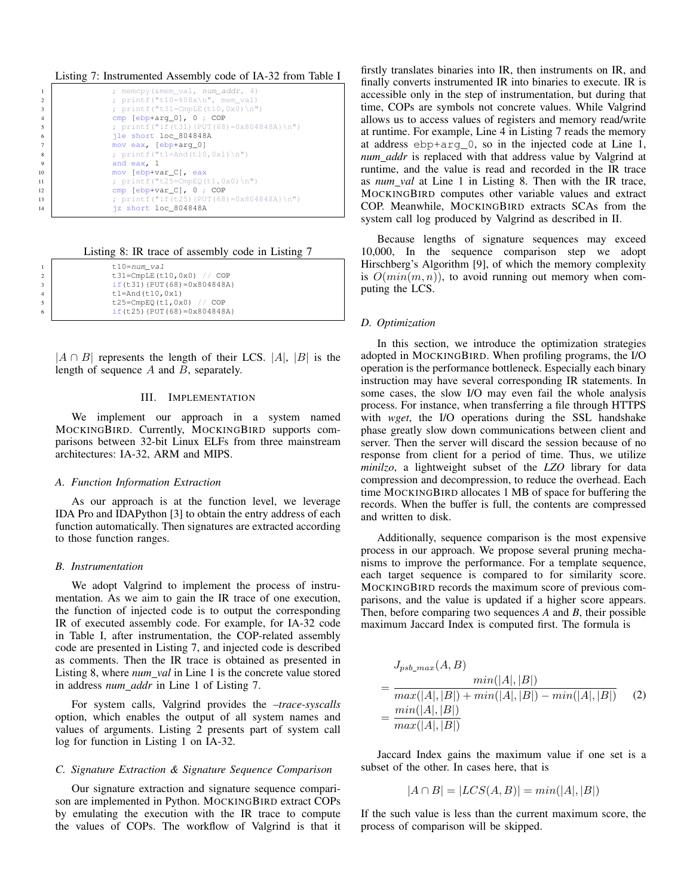Listing 7: Instrumented Assembly code of IA-32 from Table I

```
; memcpy(&mem_val, num_addr, 4)
; printf("t10=%08x\n", mem_val)
; printf("t31=CmpLE(t10,0x0)\n")
cmp [ebp+arg_0], 0 ; COP
; printf("if(t31){PUT(68)=0x804848A}\n")
jle short loc_804848A
mov eax, [ebp+arg_0]
; printf("t1=And(t10,0x1)\n")
and eax, 1
mov [ebp+var_C], eax
; printf("t25=CmpEQ(t1,0x0)\n")
cmp [ebp+var_C], 0 ; COP
; printf("if(t25){PUT(68)=0x804848A}\n")
jz short loc_804848A
```

Listing 8: IR trace of assembly code in Listing 7

```
t10=num_val
t31=CmpLE(t10,0x0) // COP
if(t31){PUT(68)=0x804848A}
t1=And(t10,0x1)
t25=CmpEQ(t1,0x0) // COP
if(t25){PUT(68)=0x804848A}
```

$|A \cap B|$ represents the length of their LCS. $|A|$, $|B|$ is the length of sequence $A$ and $B$, separately.

## III. Implementation

We implement our approach in a system named MockingBird. Currently, MockingBird supports comparisons between 32-bit Linux ELFs from three mainstream architectures: IA-32, ARM and MIPS.

### A. Function Information Extraction

As our approach is at the function level, we leverage IDA Pro and IDAPython [3] to obtain the entry address of each function automatically. Then signatures are extracted according to those function ranges.

### B. Instrumentation

We adopt Valgrind to implement the process of instrumentation. As we aim to gain the IR trace of one execution, the function of injected code is to output the corresponding IR of executed assembly code. For example, for IA-32 code in Table I, after instrumentation, the COP-related assembly code are presented in Listing 7, and injected code is described as comments. Then the IR trace is obtained as presented in Listing 8, where *num_val* in Line 1 is the concrete value stored in address *num_addr* in Line 1 of Listing 7.

For system calls, Valgrind provides the *–trace-syscalls* option, which enables the output of all system names and values of arguments. Listing 2 presents part of system call log for function in Listing 1 on IA-32.

### C. Signature Extraction & Signature Sequence Comparison

Our signature extraction and signature sequence comparison are implemented in Python. MockingBird extract COPs by emulating the execution with the IR trace to compute the values of COPs. The workflow of Valgrind is that it firstly translates binaries into IR, then instruments on IR, and finally converts instrumented IR into binaries to execute. IR is accessible only in the step of instrumentation, but during that time, COPs are symbols not concrete values. While Valgrind allows us to access values of registers and memory read/write at runtime. For example, Line 4 in Listing 7 reads the memory at address ebp+arg_0, so in the injected code at Line 1, *num_addr* is replaced with that address value by Valgrind at runtime, and the value is read and recorded in the IR trace as *num_val* at Line 1 in Listing 8. Then with the IR trace, MockingBird computes other variable values and extract COP. Meanwhile, MockingBird extracts SCAs from the system call log produced by Valgrind as described in II.

Because lengths of signature sequences may exceed 10,000, In the sequence comparison step we adopt Hirschberg's Algorithm [9], of which the memory complexity is $O(min(m, n))$, to avoid running out memory when computing the LCS.

### D. Optimization

In this section, we introduce the optimization strategies adopted in MockingBird. When profiling programs, the I/O operation is the performance bottleneck. Especially each binary instruction may have several corresponding IR statements. In some cases, the slow I/O may even fail the whole analysis process. For instance, when transferring a file through HTTPS with *wget*, the I/O operations during the SSL handshake phase greatly slow down communications between client and server. Then the server will discard the session because of no response from client for a period of time. Thus, we utilize *minilzo*, a lightweight subset of the *LZO* library for data compression and decompression, to reduce the overhead. Each time MockingBird allocates 1 MB of space for buffering the records. When the buffer is full, the contents are compressed and written to disk.

Additionally, sequence comparison is the most expensive process in our approach. We propose several pruning mechanisms to improve the performance. For a template sequence, each target sequence is compared to for similarity score. MockingBird records the maximum score of previous comparisons, and the value is updated if a higher score appears. Then, before comparing two sequences *A* and *B*, their possible maximum Jaccard Index is computed first. The formula is

$$
\begin{aligned}
& J_{psb\_max}(A, B) \\
= & \frac{min(|A|, |B|)}{max(|A|, |B|) + min(|A|, |B|) - min(|A|, |B|)} \\
= & \frac{min(|A|, |B|)}{max(|A|, |B|)}
\end{aligned}
\tag{2}
$$

Jaccard Index gains the maximum value if one set is a subset of the other. In cases here, that is

$$|A \cap B| = |LCS(A, B)| = min(|A|, |B|)$$

If the such value is less than the current maximum score, the process of comparison will be skipped.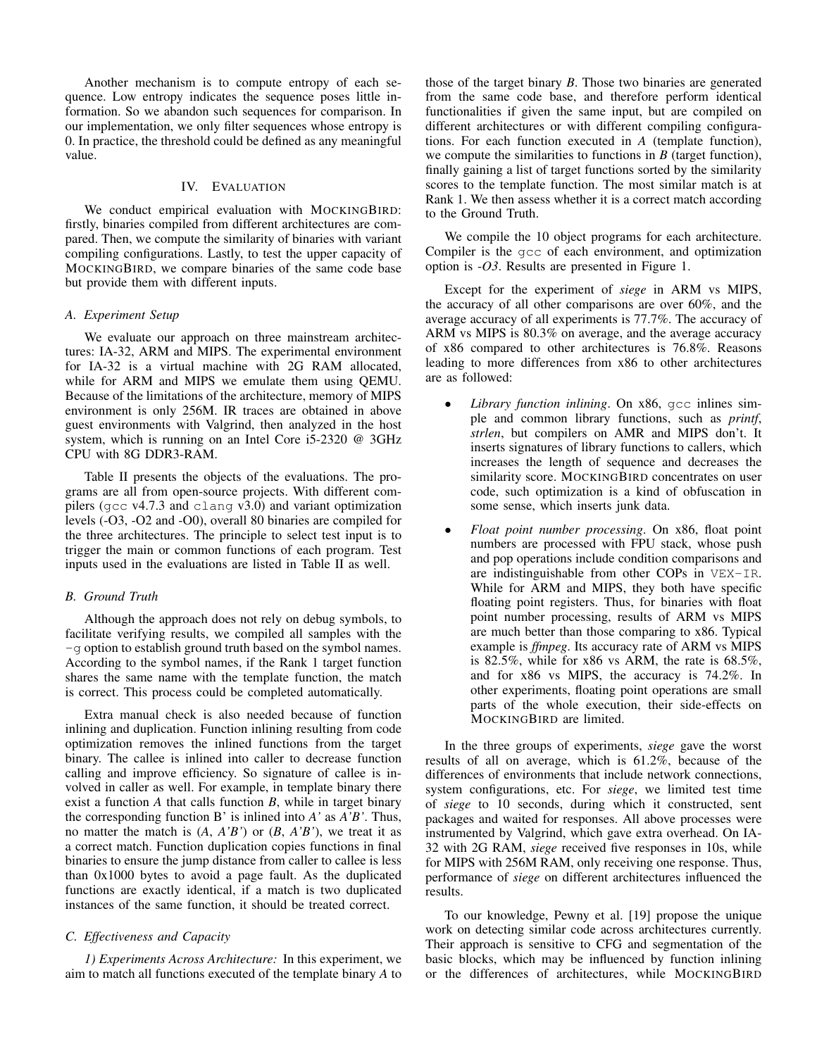Another mechanism is to compute entropy of each sequence. Low entropy indicates the sequence poses little information. So we abandon such sequences for comparison. In our implementation, we only filter sequences whose entropy is 0. In practice, the threshold could be defined as any meaningful value.

## IV. Evaluation

We conduct empirical evaluation with MOCKINGBIRD: firstly, binaries compiled from different architectures are compared. Then, we compute the similarity of binaries with variant compiling configurations. Lastly, to test the upper capacity of MOCKINGBIRD, we compare binaries of the same code base but provide them with different inputs.

### A. Experiment Setup

We evaluate our approach on three mainstream architectures: IA-32, ARM and MIPS. The experimental environment for IA-32 is a virtual machine with 2G RAM allocated, while for ARM and MIPS we emulate them using QEMU. Because of the limitations of the architecture, memory of MIPS environment is only 256M. IR traces are obtained in above guest environments with Valgrind, then analyzed in the host system, which is running on an Intel Core i5-2320 @ 3GHz CPU with 8G DDR3-RAM.

Table II presents the objects of the evaluations. The programs are all from open-source projects. With different compilers (`gcc` v4.7.3 and `clang` v3.0) and variant optimization levels (-O3, -O2 and -O0), overall 80 binaries are compiled for the three architectures. The principle to select test input is to trigger the main or common functions of each program. Test inputs used in the evaluations are listed in Table II as well.

### B. Ground Truth

Although the approach does not rely on debug symbols, to facilitate verifying results, we compiled all samples with the `-g` option to establish ground truth based on the symbol names. According to the symbol names, if the Rank 1 target function shares the same name with the template function, the match is correct. This process could be completed automatically.

Extra manual check is also needed because of function inlining and duplication. Function inlining resulting from code optimization removes the inlined functions from the target binary. The callee is inlined into caller to decrease function calling and improve efficiency. So signature of callee is involved in caller as well. For example, in template binary there exist a function *A* that calls function *B*, while in target binary the corresponding function B' is inlined into *A'* as *A'B'*. Thus, no matter the match is (*A*, *A'B'*) or (*B*, *A'B'*), we treat it as a correct match. Function duplication copies functions in final binaries to ensure the jump distance from caller to callee is less than 0x1000 bytes to avoid a page fault. As the duplicated functions are exactly identical, if a match is two duplicated instances of the same function, it should be treated correct.

### C. Effectiveness and Capacity

*1) Experiments Across Architecture:* In this experiment, we aim to match all functions executed of the template binary *A* to those of the target binary *B*. Those two binaries are generated from the same code base, and therefore perform identical functionalities if given the same input, but are compiled on different architectures or with different compiling configurations. For each function executed in *A* (template function), we compute the similarities to functions in *B* (target function), finally gaining a list of target functions sorted by the similarity scores to the template function. The most similar match is at Rank 1. We then assess whether it is a correct match according to the Ground Truth.

We compile the 10 object programs for each architecture. Compiler is the `gcc` of each environment, and optimization option is *-O3*. Results are presented in Figure 1.

Except for the experiment of *siege* in ARM vs MIPS, the accuracy of all other comparisons are over 60%, and the average accuracy of all experiments is 77.7%. The accuracy of ARM vs MIPS is 80.3% on average, and the average accuracy of x86 compared to other architectures is 76.8%. Reasons leading to more differences from x86 to other architectures are as followed:

- *Library function inlining*. On x86, `gcc` inlines simple and common library functions, such as *printf*, *strlen*, but compilers on AMR and MIPS don't. It inserts signatures of library functions to callers, which increases the length of sequence and decreases the similarity score. MOCKINGBIRD concentrates on user code, such optimization is a kind of obfuscation in some sense, which inserts junk data.
- *Float point number processing*. On x86, float point numbers are processed with FPU stack, whose push and pop operations include condition comparisons and are indistinguishable from other COPs in `VEX-IR`. While for ARM and MIPS, they both have specific floating point registers. Thus, for binaries with float point number processing, results of ARM vs MIPS are much better than those comparing to x86. Typical example is *ffmpeg*. Its accuracy rate of ARM vs MIPS is 82.5%, while for x86 vs ARM, the rate is 68.5%, and for x86 vs MIPS, the accuracy is 74.2%. In other experiments, floating point operations are small parts of the whole execution, their side-effects on MOCKINGBIRD are limited.

In the three groups of experiments, *siege* gave the worst results of all on average, which is 61.2%, because of the differences of environments that include network connections, system configurations, etc. For *siege*, we limited test time of *siege* to 10 seconds, during which it constructed, sent packages and waited for responses. All above processes were instrumented by Valgrind, which gave extra overhead. On IA-32 with 2G RAM, *siege* received five responses in 10s, while for MIPS with 256M RAM, only receiving one response. Thus, performance of *siege* on different architectures influenced the results.

To our knowledge, Pewny et al. [19] propose the unique work on detecting similar code across architectures currently. Their approach is sensitive to CFG and segmentation of the basic blocks, which may be influenced by function inlining or the differences of architectures, while MOCKINGBIRD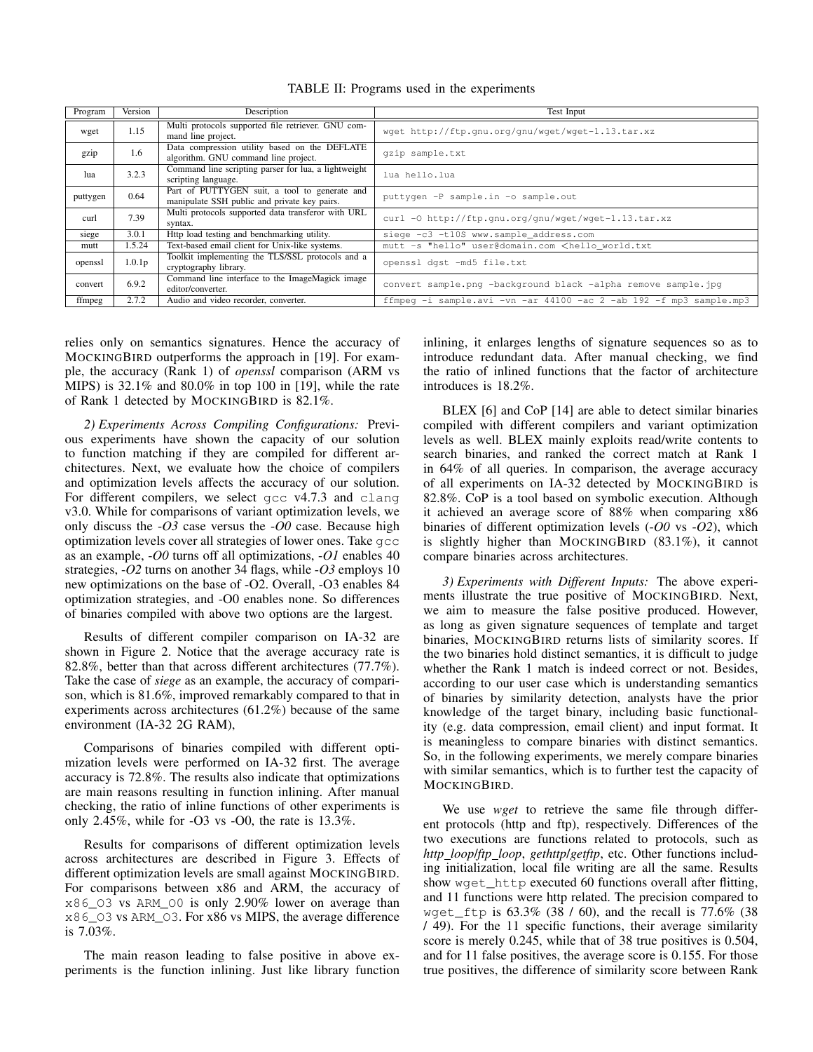TABLE II: Programs used in the experiments

| Program | Version | Description | Test Input |
|---|---|---|---|
| wget | 1.15 | Multi protocols supported file retriever. GNU command line project. | `wget http://ftp.gnu.org/gnu/wget/wget-1.13.tar.xz` |
| gzip | 1.6 | Data compression utility based on the DEFLATE algorithm. GNU command line project. | `gzip sample.txt` |
| lua | 3.2.3 | Command line scripting parser for lua, a lightweight scripting language. | `lua hello.lua` |
| puttygen | 0.64 | Part of PUTTYGEN suit, a tool to generate and manipulate SSH public and private key pairs. | `puttygen -P sample.in -o sample.out` |
| curl | 7.39 | Multi protocols supported data transferor with URL syntax. | `curl -O http://ftp.gnu.org/gnu/wget/wget-1.13.tar.xz` |
| siege | 3.0.1 | Http load testing and benchmarking utility. | `siege -c3 -t10S www.sample_address.com` |
| mutt | 1.5.24 | Text-based email client for Unix-like systems. | `mutt -s "hello" user@domain.com <hello_world.txt` |
| openssl | 1.0.1p | Toolkit implementing the TLS/SSL protocols and a cryptography library. | `openssl dgst -md5 file.txt` |
| convert | 6.9.2 | Command line interface to the ImageMagick image editor/converter. | `convert sample.png -background black -alpha remove sample.jpg` |
| ffmpeg | 2.7.2 | Audio and video recorder, converter. | `ffmpeg -i sample.avi -vn -ar 44100 -ac 2 -ab 192 -f mp3 sample.mp3` |

relies only on semantics signatures. Hence the accuracy of MockingBird outperforms the approach in [19]. For example, the accuracy (Rank 1) of *openssl* comparison (ARM vs MIPS) is 32.1% and 80.0% in top 100 in [19], while the rate of Rank 1 detected by MockingBird is 82.1%.

*2) Experiments Across Compiling Configurations:* Previous experiments have shown the capacity of our solution to function matching if they are compiled for different architectures. Next, we evaluate how the choice of compilers and optimization levels affects the accuracy of our solution. For different compilers, we select `gcc` v4.7.3 and `clang` v3.0. While for comparisons of variant optimization levels, we only discuss the *-O3* case versus the *-O0* case. Because high optimization levels cover all strategies of lower ones. Take `gcc` as an example, *-O0* turns off all optimizations, *-O1* enables 40 strategies, *-O2* turns on another 34 flags, while *-O3* employs 10 new optimizations on the base of -O2. Overall, -O3 enables 84 optimization strategies, and -O0 enables none. So differences of binaries compiled with above two options are the largest.

Results of different compiler comparison on IA-32 are shown in Figure 2. Notice that the average accuracy rate is 82.8%, better than that across different architectures (77.7%). Take the case of *siege* as an example, the accuracy of comparison, which is 81.6%, improved remarkably compared to that in experiments across architectures (61.2%) because of the same environment (IA-32 2G RAM),

Comparisons of binaries compiled with different optimization levels were performed on IA-32 first. The average accuracy is 72.8%. The results also indicate that optimizations are main reasons resulting in function inlining. After manual checking, the ratio of inline functions of other experiments is only 2.45%, while for -O3 vs -O0, the rate is 13.3%.

Results for comparisons of different optimization levels across architectures are described in Figure 3. Effects of different optimization levels are small against MockingBird. For comparisons between x86 and ARM, the accuracy of `x86_O3` vs `ARM_O0` is only 2.90% lower on average than `x86_O3` vs `ARM_O3`. For x86 vs MIPS, the average difference is 7.03%.

The main reason leading to false positive in above experiments is the function inlining. Just like library function inlining, it enlarges lengths of signature sequences so as to introduce redundant data. After manual checking, we find the ratio of inlined functions that the factor of architecture introduces is 18.2%.

BLEX [6] and CoP [14] are able to detect similar binaries compiled with different compilers and variant optimization levels as well. BLEX mainly exploits read/write contents to search binaries, and ranked the correct match at Rank 1 in 64% of all queries. In comparison, the average accuracy of all experiments on IA-32 detected by MockingBird is 82.8%. CoP is a tool based on symbolic execution. Although it achieved an average score of 88% when comparing x86 binaries of different optimization levels (*-O0* vs *-O2*), which is slightly higher than MockingBird (83.1%), it cannot compare binaries across architectures.

*3) Experiments with Different Inputs:* The above experiments illustrate the true positive of MockingBird. Next, we aim to measure the false positive produced. However, as long as given signature sequences of template and target binaries, MockingBird returns lists of similarity scores. If the two binaries hold distinct semantics, it is difficult to judge whether the Rank 1 match is indeed correct or not. Besides, according to our user case which is understanding semantics of binaries by similarity detection, analysts have the prior knowledge of the target binary, including basic functionality (e.g. data compression, email client) and input format. It is meaningless to compare binaries with distinct semantics. So, in the following experiments, we merely compare binaries with similar semantics, which is to further test the capacity of MockingBird.

We use *wget* to retrieve the same file through different protocols (http and ftp), respectively. Differences of the two executions are functions related to protocols, such as *http_loop*/*ftp_loop*, *gethttp*/*getftp*, etc. Other functions including initialization, local file writing are all the same. Results show `wget_http` executed 60 functions overall after flitting, and 11 functions were http related. The precision compared to `wget_ftp` is 63.3% (38 / 60), and the recall is 77.6% (38 / 49). For the 11 specific functions, their average similarity score is merely 0.245, while that of 38 true positives is 0.504, and for 11 false positives, the average score is 0.155. For those true positives, the difference of similarity score between Rank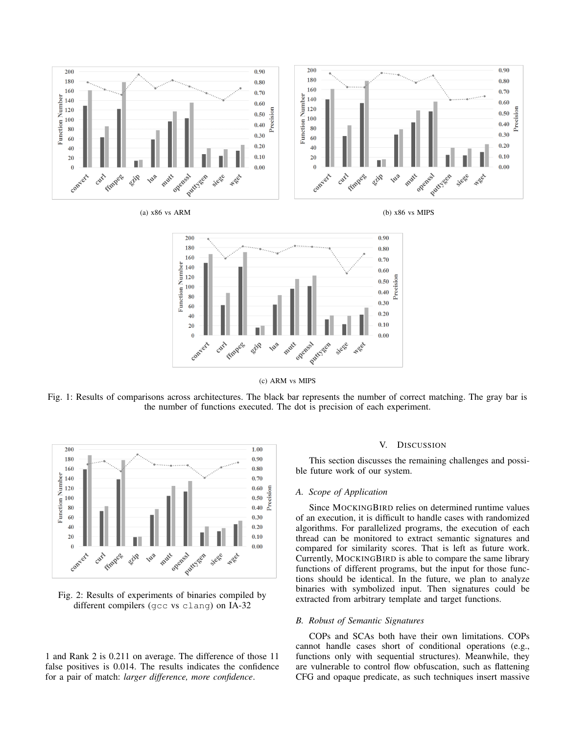(a) x86 vs ARM

(b) x86 vs MIPS

(c) ARM vs MIPS

Fig. 1: Results of comparisons across architectures. The black bar represents the number of correct matching. The gray bar is the number of functions executed. The dot is precision of each experiment.

Fig. 2: Results of experiments of binaries compiled by different compilers (gcc vs clang) on IA-32

1 and Rank 2 is 0.211 on average. The difference of those 11 false positives is 0.014. The results indicates the confidence for a pair of match: *larger difference, more confidence*.

## V. Discussion

This section discusses the remaining challenges and possible future work of our system.

### A. Scope of Application

Since MockingBird relies on determined runtime values of an execution, it is difficult to handle cases with randomized algorithms. For parallelized programs, the execution of each thread can be monitored to extract semantic signatures and compared for similarity scores. That is left as future work. Currently, MockingBird is able to compare the same library functions of different programs, but the input for those functions should be identical. In the future, we plan to analyze binaries with symbolized input. Then signatures could be extracted from arbitrary template and target functions.

### B. Robust of Semantic Signatures

COPs and SCAs both have their own limitations. COPs cannot handle cases short of conditional operations (e.g., functions only with sequential structures). Meanwhile, they are vulnerable to control flow obfuscation, such as flattening CFG and opaque predicate, as such techniques insert massive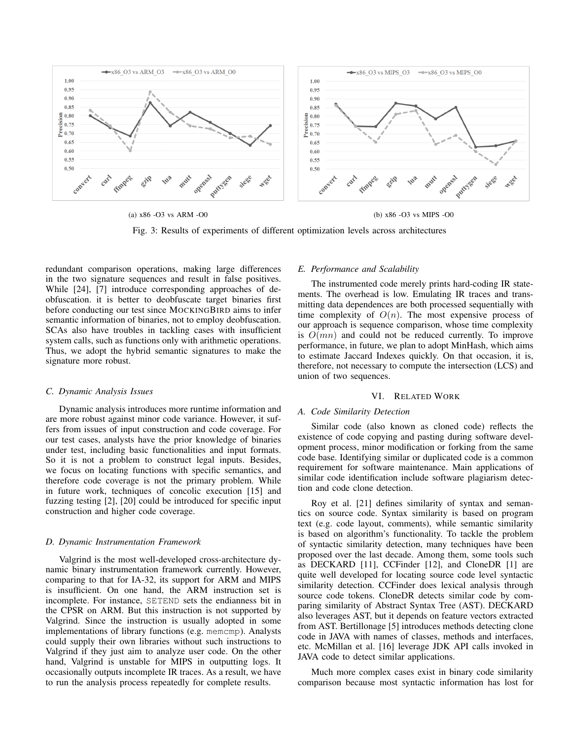x86_O3 vs ARM_O3
x86_O3 vs ARM_O0

Precision

1.00
0.95
0.90
0.85
0.80
0.75
0.70
0.65
0.60
0.55
0.50

convert
curl
ffmpeg
gzip
lua
mutt
openssl
puttygen
siege
wget

(a) x86 -O3 vs ARM -O0

x86_O3 vs MIPS_O3
x86_O3 vs MIPS_O0

Precision

1.00
0.95
0.90
0.85
0.80
0.75
0.70
0.65
0.60
0.55
0.50

convert
curl
ffmpeg
gzip
lua
mutt
openssl
puttygen
siege
wget

(b) x86 -O3 vs MIPS -O0

Fig. 3: Results of experiments of different optimization levels across architectures

redundant comparison operations, making large differences in the two signature sequences and result in false positives. While [24], [7] introduce corresponding approaches of deobfuscation. it is better to deobfuscate target binaries first before conducting our test since MOCKINGBIRD aims to infer semantic information of binaries, not to employ deobfuscation. SCAs also have troubles in tackling cases with insufficient system calls, such as functions only with arithmetic operations. Thus, we adopt the hybrid semantic signatures to make the signature more robust.

### C. Dynamic Analysis Issues

Dynamic analysis introduces more runtime information and are more robust against minor code variance. However, it suffers from issues of input construction and code coverage. For our test cases, analysts have the prior knowledge of binaries under test, including basic functionalities and input formats. So it is not a problem to construct legal inputs. Besides, we focus on locating functions with specific semantics, and therefore code coverage is not the primary problem. While in future work, techniques of concolic execution [15] and fuzzing testing [2], [20] could be introduced for specific input construction and higher code coverage.

### D. Dynamic Instrumentation Framework

Valgrind is the most well-developed cross-architecture dynamic binary instrumentation framework currently. However, comparing to that for IA-32, its support for ARM and MIPS is insufficient. On one hand, the ARM instruction set is incomplete. For instance, `SETEND` sets the endianness bit in the CPSR on ARM. But this instruction is not supported by Valgrind. Since the instruction is usually adopted in some implementations of library functions (e.g. `memcmp`). Analysts could supply their own libraries without such instructions to Valgrind if they just aim to analyze user code. On the other hand, Valgrind is unstable for MIPS in outputting logs. It occasionally outputs incomplete IR traces. As a result, we have to run the analysis process repeatedly for complete results.

### E. Performance and Scalability

The instrumented code merely prints hard-coding IR statements. The overhead is low. Emulating IR traces and transmitting data dependences are both processed sequentially with time complexity of $O(n)$. The most expensive process of our approach is sequence comparison, whose time complexity is $O(mn)$ and could not be reduced currently. To improve performance, in future, we plan to adopt MinHash, which aims to estimate Jaccard Indexes quickly. On that occasion, it is, therefore, not necessary to compute the intersection (LCS) and union of two sequences.

## VI. RELATED WORK

### A. Code Similarity Detection

Similar code (also known as cloned code) reflects the existence of code copying and pasting during software development process, minor modification or forking from the same code base. Identifying similar or duplicated code is a common requirement for software maintenance. Main applications of similar code identification include software plagiarism detection and code clone detection.

Roy et al. [21] defines similarity of syntax and semantics on source code. Syntax similarity is based on program text (e.g. code layout, comments), while semantic similarity is based on algorithm's functionality. To tackle the problem of syntactic similarity detection, many techniques have been proposed over the last decade. Among them, some tools such as DECKARD [11], CCFinder [12], and CloneDR [1] are quite well developed for locating source code level syntactic similarity detection. CCFinder does lexical analysis through source code tokens. CloneDR detects similar code by comparing similarity of Abstract Syntax Tree (AST). DECKARD also leverages AST, but it depends on feature vectors extracted from AST. Bertillonage [5] introduces methods detecting clone code in JAVA with names of classes, methods and interfaces, etc. McMillan et al. [16] leverage JDK API calls invoked in JAVA code to detect similar applications.

Much more complex cases exist in binary code similarity comparison because most syntactic information has lost for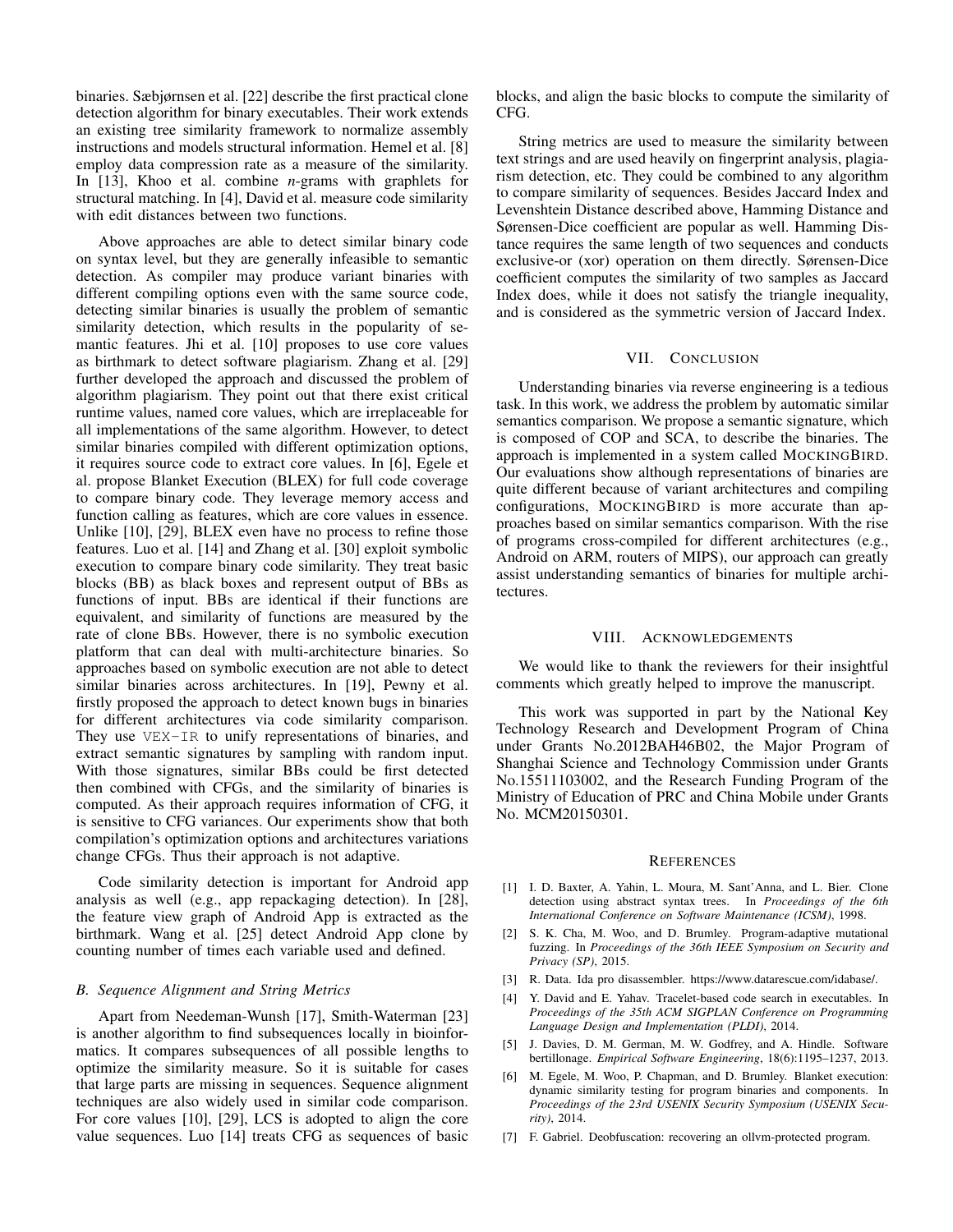binaries. Sæbjørnsen et al. [22] describe the first practical clone detection algorithm for binary executables. Their work extends an existing tree similarity framework to normalize assembly instructions and models structural information. Hemel et al. [8] employ data compression rate as a measure of the similarity. In [13], Khoo et al. combine *n*-grams with graphlets for structural matching. In [4], David et al. measure code similarity with edit distances between two functions.

Above approaches are able to detect similar binary code on syntax level, but they are generally infeasible to semantic detection. As compiler may produce variant binaries with different compiling options even with the same source code, detecting similar binaries is usually the problem of semantic similarity detection, which results in the popularity of semantic features. Jhi et al. [10] proposes to use core values as birthmark to detect software plagiarism. Zhang et al. [29] further developed the approach and discussed the problem of algorithm plagiarism. They point out that there exist critical runtime values, named core values, which are irreplaceable for all implementations of the same algorithm. However, to detect similar binaries compiled with different optimization options, it requires source code to extract core values. In [6], Egele et al. propose Blanket Execution (BLEX) for full code coverage to compare binary code. They leverage memory access and function calling as features, which are core values in essence. Unlike [10], [29], BLEX even have no process to refine those features. Luo et al. [14] and Zhang et al. [30] exploit symbolic execution to compare binary code similarity. They treat basic blocks (BB) as black boxes and represent output of BBs as functions of input. BBs are identical if their functions are equivalent, and similarity of functions are measured by the rate of clone BBs. However, there is no symbolic execution platform that can deal with multi-architecture binaries. So approaches based on symbolic execution are not able to detect similar binaries across architectures. In [19], Pewny et al. firstly proposed the approach to detect known bugs in binaries for different architectures via code similarity comparison. They use `VEX-IR` to unify representations of binaries, and extract semantic signatures by sampling with random input. With those signatures, similar BBs could be first detected then combined with CFGs, and the similarity of binaries is computed. As their approach requires information of CFG, it is sensitive to CFG variances. Our experiments show that both compilation's optimization options and architectures variations change CFGs. Thus their approach is not adaptive.

Code similarity detection is important for Android app analysis as well (e.g., app repackaging detection). In [28], the feature view graph of Android App is extracted as the birthmark. Wang et al. [25] detect Android App clone by counting number of times each variable used and defined.

### B. Sequence Alignment and String Metrics

Apart from Needeman-Wunsh [17], Smith-Waterman [23] is another algorithm to find subsequences locally in bioinformatics. It compares subsequences of all possible lengths to optimize the similarity measure. So it is suitable for cases that large parts are missing in sequences. Sequence alignment techniques are also widely used in similar code comparison. For core values [10], [29], LCS is adopted to align the core value sequences. Luo [14] treats CFG as sequences of basic blocks, and align the basic blocks to compute the similarity of CFG.

String metrics are used to measure the similarity between text strings and are used heavily on fingerprint analysis, plagiarism detection, etc. They could be combined to any algorithm to compare similarity of sequences. Besides Jaccard Index and Levenshtein Distance described above, Hamming Distance and Sørensen-Dice coefficient are popular as well. Hamming Distance requires the same length of two sequences and conducts exclusive-or (xor) operation on them directly. Sørensen-Dice coefficient computes the similarity of two samples as Jaccard Index does, while it does not satisfy the triangle inequality, and is considered as the symmetric version of Jaccard Index.

## VII. Conclusion

Understanding binaries via reverse engineering is a tedious task. In this work, we address the problem by automatic similar semantics comparison. We propose a semantic signature, which is composed of COP and SCA, to describe the binaries. The approach is implemented in a system called MockingBird. Our evaluations show although representations of binaries are quite different because of variant architectures and compiling configurations, MockingBird is more accurate than approaches based on similar semantics comparison. With the rise of programs cross-compiled for different architectures (e.g., Android on ARM, routers of MIPS), our approach can greatly assist understanding semantics of binaries for multiple architectures.

## VIII. Acknowledgements

We would like to thank the reviewers for their insightful comments which greatly helped to improve the manuscript.

This work was supported in part by the National Key Technology Research and Development Program of China under Grants No.2012BAH46B02, the Major Program of Shanghai Science and Technology Commission under Grants No.15511103002, and the Research Funding Program of the Ministry of Education of PRC and China Mobile under Grants No. MCM20150301.

## References

[1] I. D. Baxter, A. Yahin, L. Moura, M. Sant'Anna, and L. Bier. Clone detection using abstract syntax trees. In *Proceedings of the 6th International Conference on Software Maintenance (ICSM)*, 1998.

[2] S. K. Cha, M. Woo, and D. Brumley. Program-adaptive mutational fuzzing. In *Proceedings of the 36th IEEE Symposium on Security and Privacy (SP)*, 2015.

[3] R. Data. Ida pro disassembler. https://www.datarescue.com/idabase/.

[4] Y. David and E. Yahav. Tracelet-based code search in executables. In *Proceedings of the 35th ACM SIGPLAN Conference on Programming Language Design and Implementation (PLDI)*, 2014.

[5] J. Davies, D. M. German, M. W. Godfrey, and A. Hindle. Software bertillonage. *Empirical Software Engineering*, 18(6):1195–1237, 2013.

[6] M. Egele, M. Woo, P. Chapman, and D. Brumley. Blanket execution: dynamic similarity testing for program binaries and components. In *Proceedings of the 23rd USENIX Security Symposium (USENIX Security)*, 2014.

[7] F. Gabriel. Deobfuscation: recovering an ollvm-protected program.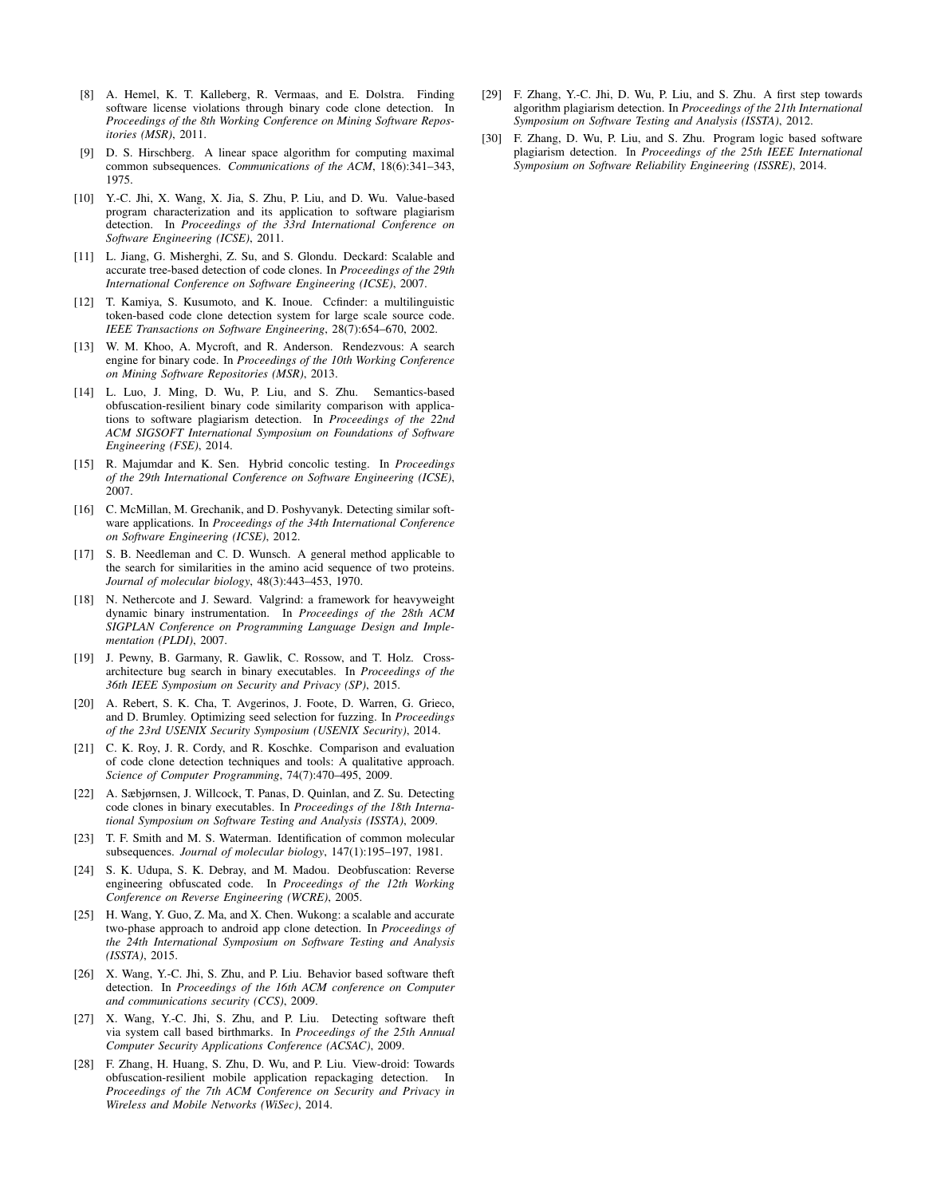[8] A. Hemel, K. T. Kalleberg, R. Vermaas, and E. Dolstra. Finding software license violations through binary code clone detection. In *Proceedings of the 8th Working Conference on Mining Software Repositories (MSR)*, 2011.

[9] D. S. Hirschberg. A linear space algorithm for computing maximal common subsequences. *Communications of the ACM*, 18(6):341–343, 1975.

[10] Y.-C. Jhi, X. Wang, X. Jia, S. Zhu, P. Liu, and D. Wu. Value-based program characterization and its application to software plagiarism detection. In *Proceedings of the 33rd International Conference on Software Engineering (ICSE)*, 2011.

[11] L. Jiang, G. Misherghi, Z. Su, and S. Glondu. Deckard: Scalable and accurate tree-based detection of code clones. In *Proceedings of the 29th International Conference on Software Engineering (ICSE)*, 2007.

[12] T. Kamiya, S. Kusumoto, and K. Inoue. Ccfinder: a multilinguistic token-based code clone detection system for large scale source code. *IEEE Transactions on Software Engineering*, 28(7):654–670, 2002.

[13] W. M. Khoo, A. Mycroft, and R. Anderson. Rendezvous: A search engine for binary code. In *Proceedings of the 10th Working Conference on Mining Software Repositories (MSR)*, 2013.

[14] L. Luo, J. Ming, D. Wu, P. Liu, and S. Zhu. Semantics-based obfuscation-resilient binary code similarity comparison with applications to software plagiarism detection. In *Proceedings of the 22nd ACM SIGSOFT International Symposium on Foundations of Software Engineering (FSE)*, 2014.

[15] R. Majumdar and K. Sen. Hybrid concolic testing. In *Proceedings of the 29th International Conference on Software Engineering (ICSE)*, 2007.

[16] C. McMillan, M. Grechanik, and D. Poshyvanyk. Detecting similar software applications. In *Proceedings of the 34th International Conference on Software Engineering (ICSE)*, 2012.

[17] S. B. Needleman and C. D. Wunsch. A general method applicable to the search for similarities in the amino acid sequence of two proteins. *Journal of molecular biology*, 48(3):443–453, 1970.

[18] N. Nethercote and J. Seward. Valgrind: a framework for heavyweight dynamic binary instrumentation. In *Proceedings of the 28th ACM SIGPLAN Conference on Programming Language Design and Implementation (PLDI)*, 2007.

[19] J. Pewny, B. Garmany, R. Gawlik, C. Rossow, and T. Holz. Cross-architecture bug search in binary executables. In *Proceedings of the 36th IEEE Symposium on Security and Privacy (SP)*, 2015.

[20] A. Rebert, S. K. Cha, T. Avgerinos, J. Foote, D. Warren, G. Grieco, and D. Brumley. Optimizing seed selection for fuzzing. In *Proceedings of the 23rd USENIX Security Symposium (USENIX Security)*, 2014.

[21] C. K. Roy, J. R. Cordy, and R. Koschke. Comparison and evaluation of code clone detection techniques and tools: A qualitative approach. *Science of Computer Programming*, 74(7):470–495, 2009.

[22] A. Sæbjørnsen, J. Willcock, T. Panas, D. Quinlan, and Z. Su. Detecting code clones in binary executables. In *Proceedings of the 18th International Symposium on Software Testing and Analysis (ISSTA)*, 2009.

[23] T. F. Smith and M. S. Waterman. Identification of common molecular subsequences. *Journal of molecular biology*, 147(1):195–197, 1981.

[24] S. K. Udupa, S. K. Debray, and M. Madou. Deobfuscation: Reverse engineering obfuscated code. In *Proceedings of the 12th Working Conference on Reverse Engineering (WCRE)*, 2005.

[25] H. Wang, Y. Guo, Z. Ma, and X. Chen. Wukong: a scalable and accurate two-phase approach to android app clone detection. In *Proceedings of the 24th International Symposium on Software Testing and Analysis (ISSTA)*, 2015.

[26] X. Wang, Y.-C. Jhi, S. Zhu, and P. Liu. Behavior based software theft detection. In *Proceedings of the 16th ACM conference on Computer and communications security (CCS)*, 2009.

[27] X. Wang, Y.-C. Jhi, S. Zhu, and P. Liu. Detecting software theft via system call based birthmarks. In *Proceedings of the 25th Annual Computer Security Applications Conference (ACSAC)*, 2009.

[28] F. Zhang, H. Huang, S. Zhu, D. Wu, and P. Liu. View-droid: Towards obfuscation-resilient mobile application repackaging detection. In *Proceedings of the 7th ACM Conference on Security and Privacy in Wireless and Mobile Networks (WiSec)*, 2014.

[29] F. Zhang, Y.-C. Jhi, D. Wu, P. Liu, and S. Zhu. A first step towards algorithm plagiarism detection. In *Proceedings of the 21th International Symposium on Software Testing and Analysis (ISSTA)*, 2012.

[30] F. Zhang, D. Wu, P. Liu, and S. Zhu. Program logic based software plagiarism detection. In *Proceedings of the 25th IEEE International Symposium on Software Reliability Engineering (ISSRE)*, 2014.